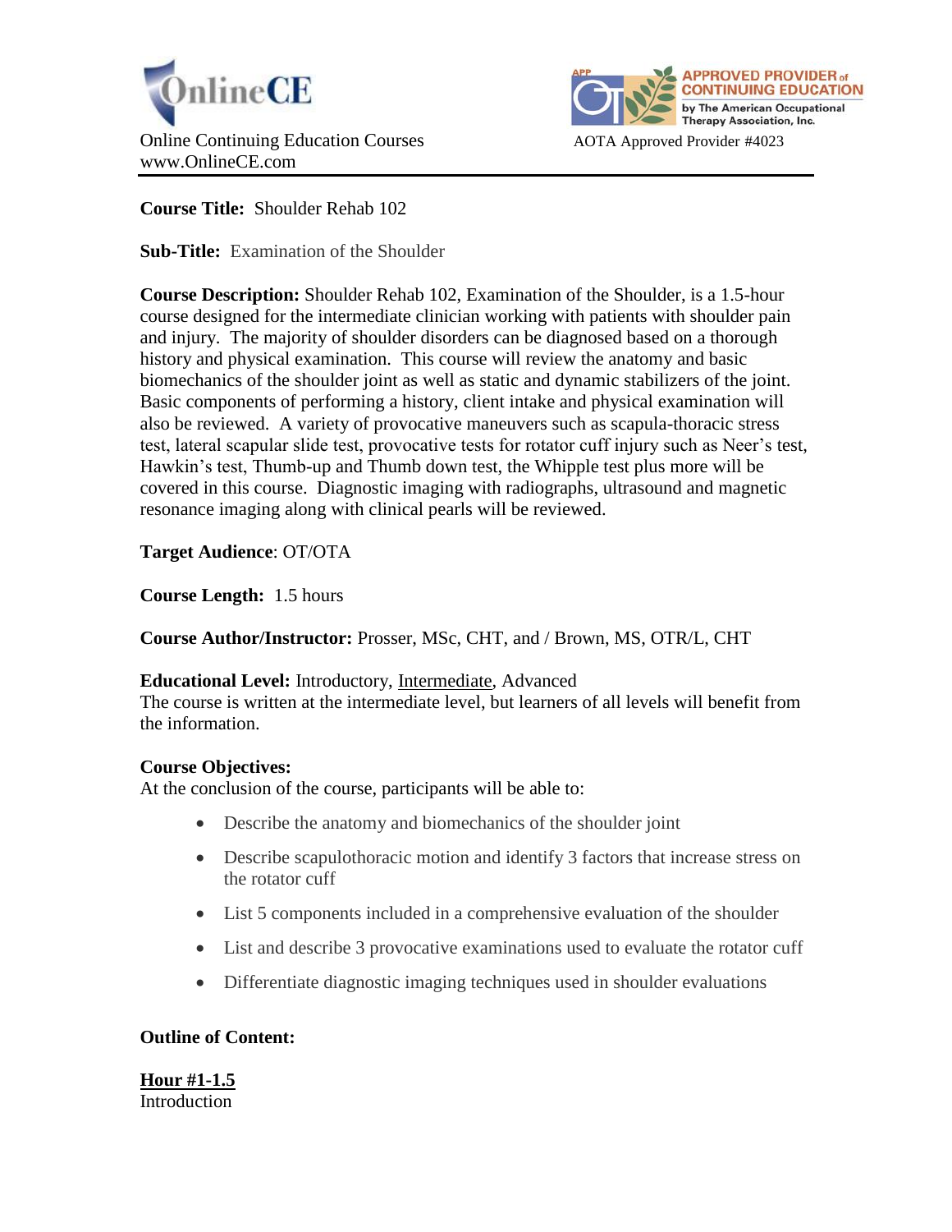OnlineCE

Online Continuing Education Courses
www.OnlineCE.com

APPROVED PROVIDER of CONTINUING EDUCATION by The American Occupational Therapy Association, Inc.

AOTA Approved Provider #4023

---

**Course Title:** Shoulder Rehab 102

**Sub-Title:** Examination of the Shoulder

**Course Description:** Shoulder Rehab 102, Examination of the Shoulder, is a 1.5-hour course designed for the intermediate clinician working with patients with shoulder pain and injury. The majority of shoulder disorders can be diagnosed based on a thorough history and physical examination. This course will review the anatomy and basic biomechanics of the shoulder joint as well as static and dynamic stabilizers of the joint. Basic components of performing a history, client intake and physical examination will also be reviewed. A variety of provocative maneuvers such as scapula-thoracic stress test, lateral scapular slide test, provocative tests for rotator cuff injury such as Neer's test, Hawkin's test, Thumb-up and Thumb down test, the Whipple test plus more will be covered in this course. Diagnostic imaging with radiographs, ultrasound and magnetic resonance imaging along with clinical pearls will be reviewed.

**Target Audience**: OT/OTA

**Course Length:** 1.5 hours

**Course Author/Instructor:** Prosser, MSc, CHT, and / Brown, MS, OTR/L, CHT

**Educational Level:** Introductory, <u>Intermediate</u>, Advanced
The course is written at the intermediate level, but learners of all levels will benefit from the information.

**Course Objectives:**
At the conclusion of the course, participants will be able to:

- Describe the anatomy and biomechanics of the shoulder joint
- Describe scapulothoracic motion and identify 3 factors that increase stress on the rotator cuff
- List 5 components included in a comprehensive evaluation of the shoulder
- List and describe 3 provocative examinations used to evaluate the rotator cuff
- Differentiate diagnostic imaging techniques used in shoulder evaluations

**Outline of Content:**

**<u>Hour #1-1.5</u>**
Introduction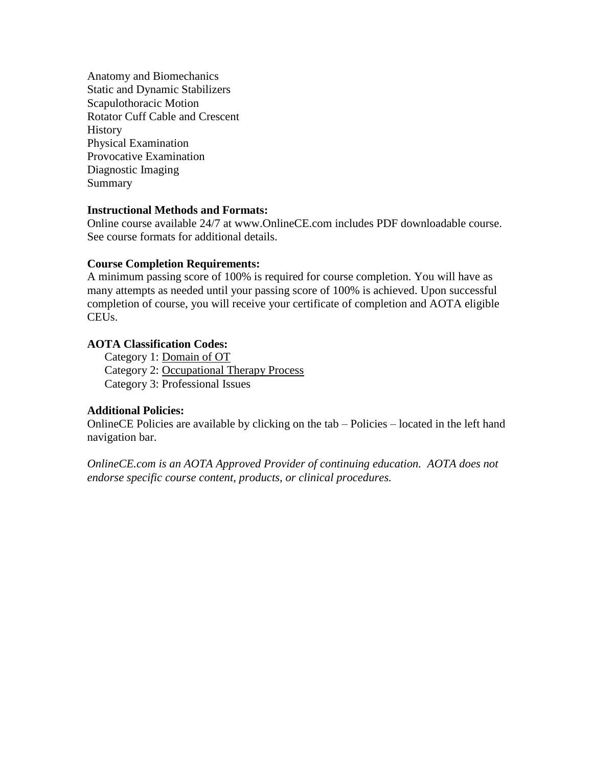Anatomy and Biomechanics
Static and Dynamic Stabilizers
Scapulothoracic Motion
Rotator Cuff Cable and Crescent
History
Physical Examination
Provocative Examination
Diagnostic Imaging
Summary

**Instructional Methods and Formats:**
Online course available 24/7 at www.OnlineCE.com includes PDF downloadable course. See course formats for additional details.

**Course Completion Requirements:**
A minimum passing score of 100% is required for course completion. You will have as many attempts as needed until your passing score of 100% is achieved. Upon successful completion of course, you will receive your certificate of completion and AOTA eligible CEUs.

**AOTA Classification Codes:**

Category 1: Domain of OT
Category 2: Occupational Therapy Process
Category 3: Professional Issues

**Additional Policies:**
OnlineCE Policies are available by clicking on the tab – Policies – located in the left hand navigation bar.

*OnlineCE.com is an AOTA Approved Provider of continuing education. AOTA does not endorse specific course content, products, or clinical procedures.*